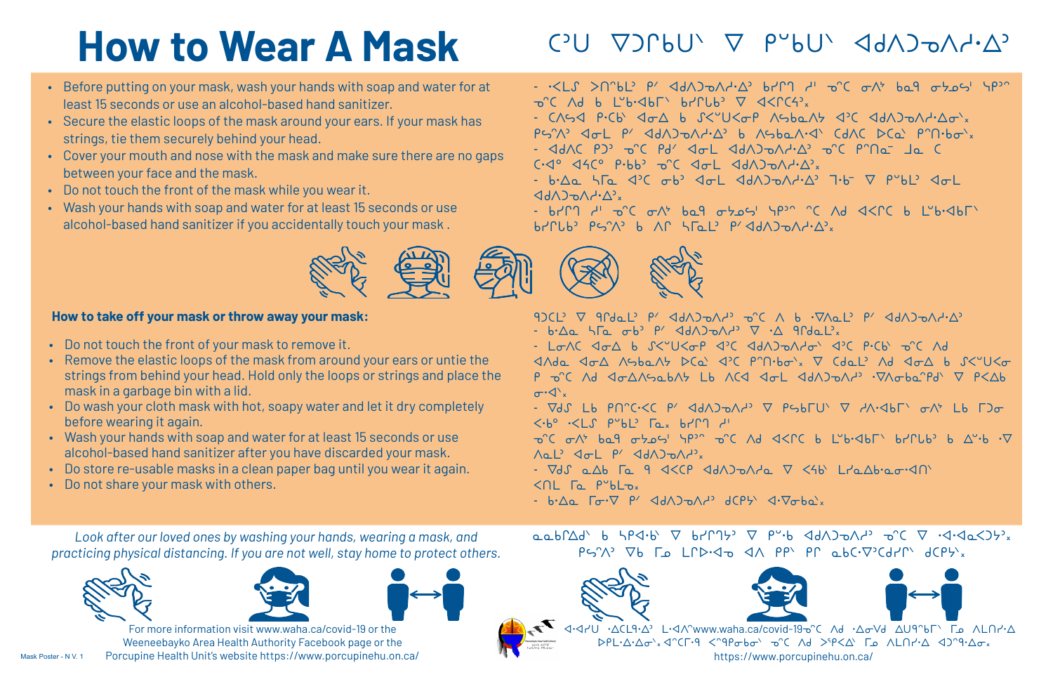# How to Wear A Mask

# ᑕᐣᑌ ᐁᑐᒋᑲᑌᐠ ᐁ ᑮᐡᑲᑌᐠ ᐊᑯᐱᑐᓂᐱᓯᐧᐃᐣ

- Before putting on your mask, wash your hands with soap and water for at least 15 seconds or use an alcohol-based hand sanitizer.
- Secure the elastic loops of the mask around your ears. If your mask has strings, tie them securely behind your head.
- Cover your mouth and nose with the mask and make sure there are no gaps between your face and the mask.
- Do not touch the front of the mask while you wear it.
- Wash your hands with soap and water for at least 15 seconds or use alcohol-based hand sanitizer if you accidentally touch your mask .

- ᐧᐸᒪᔅ ᐳᑎᐣᑲᒪᐣ ᑭᐟ ᐊᑯᐱᑐᓂᐱᓯᐧᐃᐣ ᑲᓯᒋᑫ ᒋᐦ ᓂᐡᑕ ᓂᐱᔾ ᑲᓇᑫ ᓂᔓᓇᓴᑊ ᓴᑭᐣᐦ ᓂᐡᑕ ᐱᑯ ᑲ ᒪᐡᑲᐧᐊᑲᒥᐠ ᑲᓯᒋᑲᐣ ᐁ ᐊᐸᒋᑕᔦᐣ᙮
- ᑕᐱᓴᐊ ᑮᒋᑲᐣ ᐊᓂᐁ ᑲ ᔑᐡᑌᐸᑭ ᐱᓭᑲᐱᔭ ᐊᐣᑕ ᐊᑯᐱᑐᓂᐱᓯᐧᐃᓂᐠ᙮ ᑭᔅᑎᐱᐣ ᐊᓂᒪ ᑭᐟ ᐊᑯᐱᑐᓂᐱᓯᐧᐃᐣ ᑲ ᐱᓭᑲᐱᐧᐊᐠ ᑕᑯᐱᑕ ᐅᑕᓇᐠ ᑭᐡᑎᐧᑲᓂᐠ᙮
- ᐊᑯᐱᑕ ᑭᑐᐣ ᓂᐡᑕ ᑭᑲᐟ ᐊᓂᒪ ᐊᑯᐱᑐᓂᐱᓯᐧᐃᐣ ᓂᐡᑕ ᑭᐡᑎᓇᐦ ᒍᓇ ᑕ ᑕᐧᐊᐤ ᐊᔭᑕᐤ ᑮᐧᑲᑲᐣ ᓂᐡᑕ ᐊᓂᒪ ᐊᑯᐱᑐᓂᐱᓯᐧᐃᐣ᙮
- ᑲᐧᐃᓇ ᓴᒥᓇ ᐊᐣᑕ ᓂᑲᐣ ᐊᓂᒪ ᐊᑯᐱᑐᓂᐱᓯᐧᐃᐣ ᒣᐧᑳ ᐁ ᑭᐡᑲᒪᐣ ᐊᓂᒪ ᐊᑯᐱᑐᓂᐱᓯᐧᐃᐣ᙮
- ᑲᓯᒋᑫ ᒋᐦ ᓂᐡᑕ ᓂᐱᔾ ᑲᓇᑫ ᓂᔓᓇᓴᑊ ᓴᑭᐣᐦ ᐣᑕ ᐱᑯ ᐊᐸᒋᑕ ᑲ ᒪᐡᑲᐧᐊᑲᒥᐠ ᑲᓯᒋᑲᐣ ᑭᔅᑎᐱᐣ ᑲ ᐱᒋ ᓴᒥᓇᒪᐣ ᑭᐟ ᐊᑯᐱᑐᓂᐱᓯᐧᐃᐣ᙮

### How to take off your mask or throw away your mask:

- Do not touch the front of your mask to remove it.
- Remove the elastic loops of the mask from around your ears or untie the strings from behind your head. Hold only the loops or strings and place the mask in a garbage bin with a lid.
- Do wash your cloth mask with hot, soapy water and let it dry completely before wearing it again.
- Wash your hands with soap and water for at least 15 seconds or use alcohol-based hand sanitizer after you have discarded your mask.
- Do store re-usable masks in a clean paper bag until you wear it again.
- Do not share your mask with others.

### ᑫᑐᑕᒪᐣ ᐁ ᑫᒋᑯᓇᒪᐣ ᑭᐟ ᐊᑯᐱᑐᓂᐱᓱᐣ ᓂᐡᑕ ᐱ ᑲ ᐧᐃᐱᓇᒪᐣ ᑭᐟ ᐊᑯᐱᑐᓂᐱᓯᐧᐃᐣ

- ᑲᐧᐃᓇ ᓴᒥᓇ ᓂᑲᐣ ᑭᐟ ᐊᑯᐱᑐᓂᐱᓱᐣ ᐁ ᐧᐃ ᑫᒋᑯᓇᒪᐣ᙮
- ᒪᓂᐱᑕ ᐊᓂᐁ ᑲ ᔑᐡᑌᐸᑭᓂᐠ ᐊᐣᑕ ᐊᑯᐱᑐᓂᐱᓱᓂᐠ ᐊᐣᑕ ᑮᒋᑲᐣ ᓂᐡᑕ ᐱᑯ ᐊᐱᑯᓇ ᐊᓂᐁ ᐱᓭᑲᐱᔭ ᐅᑕᓇᐠ ᐊᐣᑕ ᑭᐡᑎᐧᑲᓂᐠ᙮ ᐁ ᑕᑯᓇᒪᐣ ᐱᑯ ᐊᓂᐁ ᑲ ᔑᐡᑌᐸᑭᓂ ᑭ ᓂᐡᑕ ᐱᑯ ᐊᓂᐃᐱᓴᑲᐱᔭ ᒪᑲ ᐊᐣᑕ ᐊᓂᒪ ᐊᑯᐱᑐᓂᐱᓱᐣ ᐧᐁᐱᓂᑲᓇᐡᑭᑯᐠ ᐁ ᐸᑭᐱᑲ ᓂᐧᐊᐠ᙮
- ᐁᑯᔅ ᒪᑲ ᑭᑎᐡᑕᐸᑕ ᑭᐟ ᐊᑯᐱᑐᓂᐱᓱᐣ ᐁ ᑭᓴᑲᒥᑌᐠ ᐁ ᓯᐱᐧᐋᑲᒥᐠ ᓂᐱᔾ ᒪᑲ ᒥᒍᓂ ᐸᐧᑲᐤ ᐧᐸᒪᔅ ᑭᐡᑲᒪᐣ ᒥᓇ᙮ ᑲᓯᒋᑫ ᒋᐦ ᓂᐡᑕ ᓂᐱᔾ ᑲᓇᑫ ᓂᔓᓇᓴᑊ ᓴᑭᐣᐦ ᓂᐡᑕ ᐱᑯ ᐊᐸᒋᑕ ᑲ ᒪᐡᑲᐧᐊᑲᒥᐠ ᑲᓯᒋᑲᐣ ᑲ ᐃᐡᐧᑲ ᐧᐁᐱᓇᒪᐣ ᐊᓂᒪ ᑭᐟ ᐊᑯᐱᑐᓂᐱᓱᐣ᙮
- ᐁᑯᔅ ᓇᐱᑲ ᒥᓇ ᑫ ᐊᐸᒋᑕ ᐊᑯᐱᑐᓂᐱᓱᓇ ᐁ ᐸᐦᑲᐠ ᒪᓯᓇᐃᑲᓇᓂᐧᐊᑎᐠ ᐸᑎᒪ ᒥᓇ ᑭᐡᑲᒪᓂᐤ᙮
- ᑲᐧᐃᓇ ᒥᓂᐁ ᑭᐟ ᐊᑯᐱᑐᓂᐱᓱᐣ ᑯᑕᑭᔭᐠ ᐊᐧᐁᓂᐠ᙮

*Look after our loved ones by washing your hands, wearing a mask, and practicing physical distancing. If you are not well, stay home to protect others.*

ᓇᓇᑲᒋᐱᐦᐊᐠ ᑲ ᓴᑭᐦᐊᐧᑲᐠ ᐁ ᑲᓯᒋᑫᔭᐣ ᐁ ᑭᐡᑲᐠ ᐊᑯᐱᑐᓂᐱᓱᐣ ᓂᐡᑕ ᐁ ᐧᐊᐧᐊᓇᐸᑐᔭᐣ᙮ ᑭᔅᑎᐱᐣ ᐁᑲ ᒥᓄ ᒪᒋᐅᐧᐊᓄ ᐊᐱ ᑮᑭᐠ ᑭᑎ ᓇᑲᑕᐁᐧᐣᑕᒧᒋᐠ ᑯᑕᑭᔭᐠ᙮

For more information visit www.waha.ca/covid-19 or the Weeneebayko Area Health Authority Facebook page or the Porcupine Health Unit's website https://www.porcupinehu.on.ca/

ᐊᐧᐊᔅᑌ ᐧᐃᑕᒪᑫᐧᐃᐣ ᒪᐧᐊᐢᒋ www.waha.ca/covid-19 ᓂᐡᑕ ᐱᑯ ᐧᐊᓂᐯᑯ ᐃᑌᑫᑲᒥᐠ ᒥᓇ ᐱᒪᑎᓯᐧᐃᐣ ᐅᐱᒪ ᐧᐊᐧᐃᐧᐊᓂᐠ ᐊᐡᑕᒥᐠ ᐸᐢᑫᐱᑲᓂᐠ ᓂᐡᑕ ᐱᑯ ᐳᐢᑭᐸᐃ ᒥᓇ ᐱᒪᑎᓯᐧᐃᐣ ᐊᑐᐢᑫᐧᐃᓂᐠ https://www.porcupinehu.on.ca/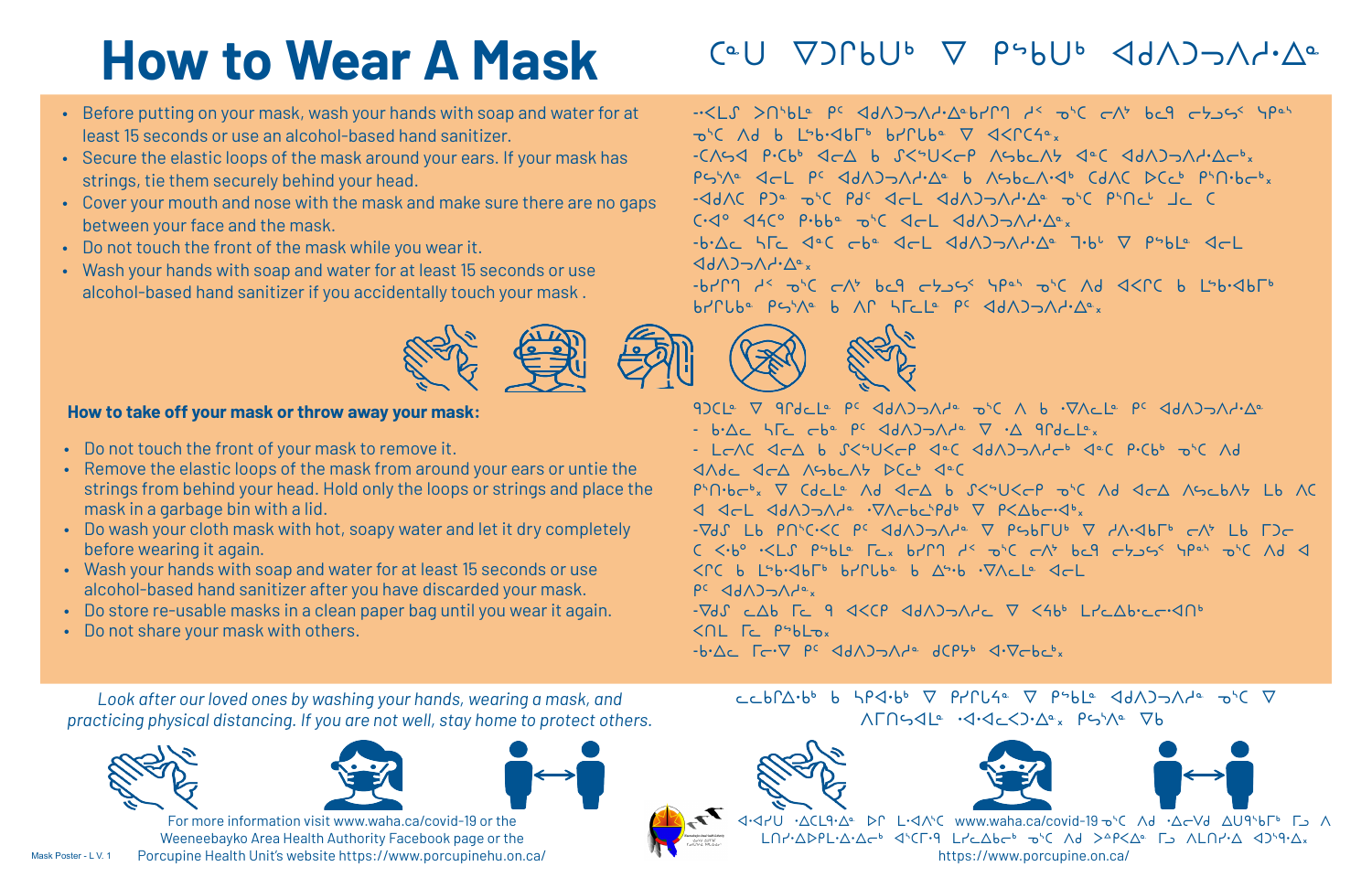# How to Wear A Mask

# ᑕᓐᑌ ᐁᑐᒥᑲᑌᐠ ᐁ ᑭᐢᑲᑌᐠ ᐊᑯᐱᑐᓓᐱᓯᐧᐃᓐ

- Before putting on your mask, wash your hands with soap and water for at least 15 seconds or use an alcohol-based hand sanitizer.
- Secure the elastic loops of the mask around your ears. If your mask has strings, tie them securely behind your head.
- Cover your mouth and nose with the mask and make sure there are no gaps between your face and the mask.
- Do not touch the front of the mask while you wear it.
- Wash your hands with soap and water for at least 15 seconds or use alcohol-based hand sanitizer if you accidentally touch your mask .

-ᐧᐸᒪᔑ ᐳᑎᐢᑲᒫ ᑭᐨ ᐊᑯᐱᑐᓓᐱᓯᐧᐃᓐᑲᓯᒋᑎ ᓱᐸ ᓂᐢᑕ ᓂᐱᕀ ᑲᓇᑫ ᓂᔭᓗᓴᐠ ᓭᑭᓐᐢ ᓂᐢᑕ ᐱᑯ ᑲ ᒫᐢᑲᐧᐊᑲᒥᐠ ᑲᓯᒋᑲᓐ ᐁ ᐊᐸᒋᑕᓂᕽ
-ᑕᐱᐢᐊ ᑭᐧᑕᐠ ᐊᓂᐃ ᑲ ᔑᐸᐢ�girl ᐱᐢᑲᓇᐱᔭ ᐊᓐᑕ ᐊᑯᐱᑐᓓᐱᓯᐧᐃᓂᕽ
ᑭᓴᐢᐱᓐ ᐊᓂᒪ ᑭᐨ ᐊᑯᐱᑐᓓᐱᓯᐧᐃᓐ ᑲ ᐱᐢᑲᓇᐱᐧᐊᐠ ᑕᑯᐱᑕ ᐅᑕᓇᐠ ᑭᐢᑎᐧᑲᓇᕽ
-ᐊᑯᐱᑕ ᑭᑐᓐ ᓂᐢᑕ ᑭᑯᐨ ᐊᓂᒪ ᐊᑯᐱᑐᓓᐱᓯᐧᐃᓐ ᓂᐢᑕ ᑭᐢᑎᓂᐠ ᒍᓇ ᑕ ᑕᐧᐊᐤ ᐊᔦᑕᐤ ᑭᐧᑲᑲᓐ ᓂᐢᑕ ᐊᓂᒪ ᐊᑯᐱᑐᓓᐱᓯᐧᐃᓐ
-ᑲᐧᐃᓇ ᓴᒥᓇ ᐊᓐᑕ ᓂᑲᓐ ᐊᓂᒪ ᐊᑯᐱᑐᓓᐱᓯᐧᐃᓐ ᑫᐧᑲᐠ ᐁ ᑭᐢᑲᒫ ᐊᓂᒪ ᐊᑯᐱᑐᓓᐱᓯᐧᐃᓐ
-ᑲᓯᒋᑎ ᓱᐸ ᓂᐢᑕ ᓂᐱᕀ ᑲᓇᑫ ᓂᔭᓗᓴᐠ ᓭᑭᓐᐢ ᓂᐢᑕ ᐱᑯ ᐊᐸᒋᑕ ᑲ ᒫᐢᑲᐧᐊᑲᒥᐠ ᑲᓯᒋᑲᑲᓐ ᑭᓴᐢᐱᓐ ᑲ ᐱᒋ ᓴᒥᓇᒪ ᑭᐨ ᐊᑯᐱᑐᓓᐱᓯᐧᐃᓐ

### How to take off your mask or throw away your mask:

- Do not touch the front of your mask to remove it.
- Remove the elastic loops of the mask from around your ears or untie the strings from behind your head. Hold only the loops or strings and place the mask in a garbage bin with a lid.
- Do wash your cloth mask with hot, soapy water and let it dry completely before wearing it again.
- Wash your hands with soap and water for at least 15 seconds or use alcohol-based hand sanitizer after you have discarded your mask.
- Do store re-usable masks in a clean paper bag until you wear it again.
- Do not share your mask with others.

ᑫᑐᑕᒪ ᐁ ᑫᒋᑯᓇᒪ ᑭᐨ ᐊᑯᐱᑐᓓᐱᓲᓐ ᓂᐢᑕ ᐱ ᑲ ᐧᐁᐱᓇᒪ ᑭᐨ ᐊᑯᐱᑐᓓᐱᓲᓐ
- ᑲᐧᐃᓇ ᓴᒥᓇ ᓂᑲᓐ ᑭᐨ ᐊᑯᐱᑐᓓᐱᓲᓐ ᐁ ᐧᐃ ᑫᒋᑯᓇᒪ
- ᒪᓂᐱᑕ ᐊᓂᐃ ᑲ ᔑᐸᐢᑌᐱᓂᑭ ᐊᓐᑕ ᐊᑯᐱᑐᓓᐱᓯᓂᐠ ᐊᓐᑕ ᑭᐧᑕᐠ ᓂᐢᑕ ᐱᑯ ᐊᐱᑯᓀ ᐊᓂᐃ ᐱᐢᑲᓇᐱᔭ ᐅᑕᓇᐠ ᐊᓐᑕ ᑭᐢᑎᐧᑲᓇᕽ ᐁ ᑕᑯᓇᒪ ᐱᑯ ᐊᓂᐃ ᑲ ᔑᐸᐢᑌᐱᓂᑭ ᓂᐢᑕ ᐱᑯ ᐊᓂᐃ ᐱᐢᑲᓇᐱᔭ ᒪᑲ ᐊᑎ ᐊ ᐊᓂᒪ ᐊᑯᐱᑐᓓᐱᓲᓐ ᐧᐁᐱᓂᑲᓂᐢᑭᑯᐠ ᐁ ᑭᐸᐃᑲᓂᐧᐊᐠ
-ᐁᑯᔑ ᒪᑲ ᑭᓯᐢᑌᐸᐸ ᑭᐨ ᐊᑯᐱᑐᓓᐱᓲᓐ ᐁ ᑭᓴᑲᒥᑌᐠ ᐁ ᓯᐱᐧᐊᑲᒥᐠ ᓂᐱᕀ ᒪᑲ ᒥᑐᓂ ᑕ ᐸᑳᐤ ᐧᐸᒪ ᑭᐢᑲᒫ ᒥᓇ ᑲᓯᒋᑎ ᓱᐸ ᓂᐢᑕ ᓂᐱᕀ ᑲᓇᑫ ᓂᔭᓗᓴᐠ ᓭᑭᓐᐢ ᓂᐢᑕ ᐱᑯ ᐊᐸᒋᑕ ᑲ ᒫᐢᑲᐧᐊᑲᒥᐠ ᑲᓯᒋᑲᑲᓐ ᑲ ᐃᔑᑲ ᐧᐁᐱᓇᒪ ᐊᓂᒪ ᑭᐨ ᐊᑯᐱᑐᓓᐱᓲᓐ
-ᐁᑯᔑ ᓇᐃᑲ ᒥᓇ ᑫ ᐊᐸᒋᑭ ᐊᑯᐱᑐᓓᐱᓲᓇ ᐁ ᐸᐢᑲᐠ ᒪᓯᓇᐃᑲᓂᓇᐧᐊᑎᐠ ᐸᑎᒪ ᒥᓇ ᑭᐢᑲᒪᓄ
-ᑲᐧᐃᓇ ᒥᓂᐧᐁ ᑭᐨ ᐊᑯᐱᑐᓓᐱᓲᓐ ᑯᑕᑭᔭᐠ ᐊᐧᐁᓂᑲᓇᐠ

*Look after our loved ones by washing your hands, wearing a mask, and practicing physical distancing. If you are not well, stay home to protect others.*

ᓇᓇᑲᒋᐃᐧᑲᐠ ᑲ ᓵᑭᐊᐧᑲᐠ ᐁ ᑭᓯᒋᑲᐧᐊᓐ ᐁ ᑭᐢᑲᒫ ᐊᑯᐱᑐᓓᐱᓲᓐ ᓂᐢᑕ ᐁ ᐱᒥᑎᓴᐊᒪ ᐧᐊᐧᐊᓇᑲᐳᐃᓐ ᑭᓴᐢᐱᓐ ᐁᑲ

For more information visit www.waha.ca/covid-19 or the Weeneebayko Area Health Authority Facebook page or the Porcupine Health Unit's website https://www.porcupinehu.on.ca/

ᐊᐧᐊᓯᑌ ᐧᐃᓇᒋᑫᐧᐃᓐ ᐅᒋ ᒪᐧᐊᐱᐨ www.waha.ca/covid-19 ᓂᐢᑕ ᐱᑯ ᐧᐃᓂᐯᑯ ᐃᐅᑫᐢᑲᒥᐠ ᒥᑐ ᐱ ᓚᑎᓯᐧᐃᐅᐱᒪᐧᐃᐧᐃᓂᐠ ᐊᐢᑕᒋᑫ ᒪᓯᓇᐃᑲᓂᐠ ᓂᐢᑕ ᐱᑯ ᐳᐡᑭᐸᐃᓐ ᒥᑐ ᐱᒪᑎᓯᐧᐃ ᐊᑐᐢᑫᐧᐃᓐ https://www.porcupine.on.ca/

Mask Poster - L V. 1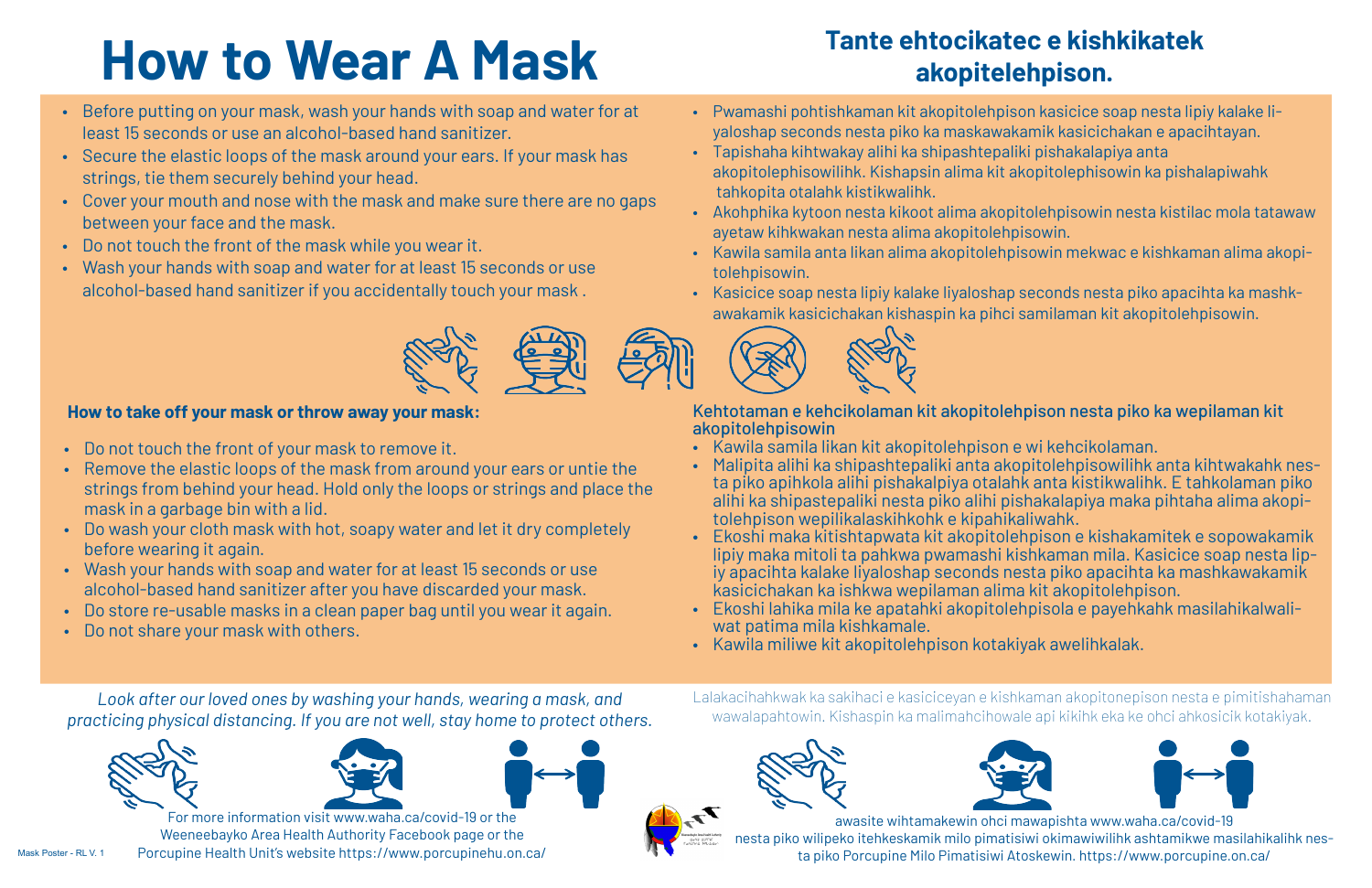# How to Wear A Mask

- Before putting on your mask, wash your hands with soap and water for at least 15 seconds or use an alcohol-based hand sanitizer.
- Secure the elastic loops of the mask around your ears. If your mask has strings, tie them securely behind your head.
- Cover your mouth and nose with the mask and make sure there are no gaps between your face and the mask.
- Do not touch the front of the mask while you wear it.
- Wash your hands with soap and water for at least 15 seconds or use alcohol-based hand sanitizer if you accidentally touch your mask .

## Tante ehtocikatec e kishkikatek akopitelehpison.

- Pwamashi pohtishkaman kit akopitolehpison kasicice soap nesta lipiy kalake li-yaloshap seconds nesta piko ka maskawakamik kasicichakan e apacihtayan.
- Tapishaha kihtwakay alihi ka shipashtepaliki pishakalapiya anta akopitolephisowilihk. Kishapsin alima kit akopitolephisowin ka pishalapiwahk tahkopita otalahk kistikwalihk.
- Akohphika kytoon nesta kikoot alima akopitolehpisowin nesta kistilac mola tatawaw ayetaw kihkwakan nesta alima akopitolehpisowin.
- Kawila samila anta likan alima akopitolehpisowin mekwac e kishkaman alima akopi-tolehpisowin.
- Kasicice soap nesta lipiy kalake liyaloshap seconds nesta piko apacihta ka mashk-awakamik kasicichakan kishaspin ka pihci samilaman kit akopitolehpisowin.

### How to take off your mask or throw away your mask:

- Do not touch the front of your mask to remove it.
- Remove the elastic loops of the mask from around your ears or untie the strings from behind your head. Hold only the loops or strings and place the mask in a garbage bin with a lid.
- Do wash your cloth mask with hot, soapy water and let it dry completely before wearing it again.
- Wash your hands with soap and water for at least 15 seconds or use alcohol-based hand sanitizer after you have discarded your mask.
- Do store re-usable masks in a clean paper bag until you wear it again.
- Do not share your mask with others.

### Kehtotaman e kehcikolaman kit akopitolehpison nesta piko ka wepilaman kit akopitolehpisowin

- Kawila samila likan kit akopitolehpison e wi kehcikolaman.
- Malipita alihi ka shipashtepaliki anta akopitolehpisowilihk anta kihtwakahk nesta piko apihkola alihi pishakalpiya otalahk anta kistikwalihk. E tahkolaman piko alihi ka shipastepaliki nesta piko alihi pishakalapiya maka pihtaha alima akopitolehpison wepilikalaskihkohk e kipahikaliwahk.
- Ekoshi maka kitishtapwata kit akopitolehpison e kishakamitek e sopowakamik lipiy maka mitoli ta pahkwa pwamashi kishkaman mila. Kasicice soap nesta lipiy apacihta kalake liyaloshap seconds nesta piko apacihta ka mashkawakamik kasicichakan ka ishkwa wepilaman alima kit akopitolehpison.
- Ekoshi lahika mila ke apatahki akopitolehpisola e payehkahk masilahikalwaliwat patima mila kishkamale.
- Kawila miliwe kit akopitolehpison kotakiyak awelihkalak.

*Look after our loved ones by washing your hands, wearing a mask, and practicing physical distancing. If you are not well, stay home to protect others.*

Lalakacihahkwak ka sakihaci e kasiciceyan e kishkaman akopitonepison nesta e pimitishahaman wawalapahtowin. Kishaspin ka malimahcihowale api kikihk eka ke ohci ahkosicik kotakiyak.

For more information visit www.waha.ca/covid-19 or the Weeneebayko Area Health Authority Facebook page or the Porcupine Health Unit's website https://www.porcupinehu.on.ca/

awasite wihtamakewin ohci mawapishta www.waha.ca/covid-19 nesta piko wilipeko itehkeskamik milo pimatisiwi okimawiwilihk ashtamikwe masilahikalihk nesta piko Porcupine Milo Pimatisiwi Atoskewin. https://www.porcupine.on.ca/

Mask Poster - RL V. 1